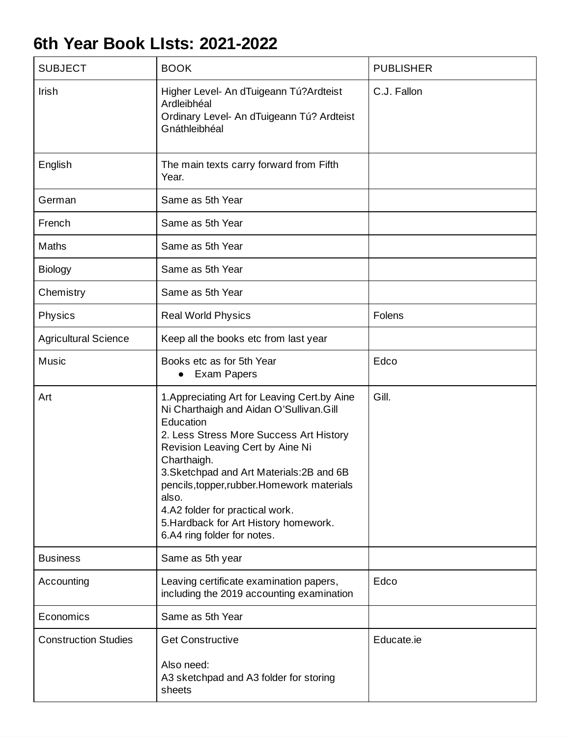# 6th Year Book LIsts: 2021-2022

| SUBJECT | BOOK | PUBLISHER |
| --- | --- | --- |
| Irish | Higher Level- An dTuigeann Tú?Ardteist Ardleibhéal<br>Ordinary Level- An dTuigeann Tú? Ardteist Gnáthleibhéal | C.J. Fallon |
| English | The main texts carry forward from Fifth Year. | |
| German | Same as 5th Year | |
| French | Same as 5th Year | |
| Maths | Same as 5th Year | |
| Biology | Same as 5th Year | |
| Chemistry | Same as 5th Year | |
| Physics | Real World Physics | Folens |
| Agricultural Science | Keep all the books etc from last year | |
| Music | Books etc as for 5th Year<br>• Exam Papers | Edco |
| Art | 1.Appreciating Art for Leaving Cert.by Aine Ni Charthaigh and Aidan O'Sullivan.Gill Education<br>2. Less Stress More Success Art History Revision Leaving Cert by Aine Ni Charthaigh.<br>3.Sketchpad and Art Materials:2B and 6B pencils,topper,rubber.Homework materials also.<br>4.A2 folder for practical work.<br>5.Hardback for Art History homework.<br>6.A4 ring folder for notes. | Gill. |
| Business | Same as 5th year | |
| Accounting | Leaving certificate examination papers, including the 2019 accounting examination | Edco |
| Economics | Same as 5th Year | |
| Construction Studies | Get Constructive<br><br>Also need:<br>A3 sketchpad and A3 folder for storing sheets | Educate.ie |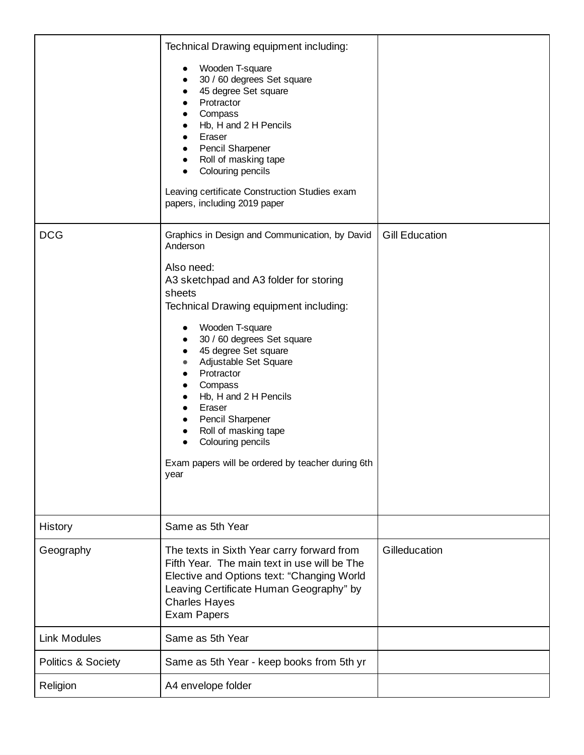| | | |
|---|---|---|
| | Technical Drawing equipment including:<br><br>● Wooden T-square<br>● 30 / 60 degrees Set square<br>● 45 degree Set square<br>● Protractor<br>● Compass<br>● Hb, H and 2 H Pencils<br>● Eraser<br>● Pencil Sharpener<br>● Roll of masking tape<br>● Colouring pencils<br><br>Leaving certificate Construction Studies exam papers, including 2019 paper | |
| DCG | Graphics in Design and Communication, by David Anderson<br><br>Also need:<br>A3 sketchpad and A3 folder for storing sheets<br>Technical Drawing equipment including:<br><br>● Wooden T-square<br>● 30 / 60 degrees Set square<br>● 45 degree Set square<br>● Adjustable Set Square<br>● Protractor<br>● Compass<br>● Hb, H and 2 H Pencils<br>● Eraser<br>● Pencil Sharpener<br>● Roll of masking tape<br>● Colouring pencils<br><br>Exam papers will be ordered by teacher during 6th year | Gill Education |
| History | Same as 5th Year | |
| Geography | The texts in Sixth Year carry forward from Fifth Year. The main text in use will be The Elective and Options text: “Changing World Leaving Certificate Human Geography” by Charles Hayes<br>Exam Papers | Gilleducation |
| Link Modules | Same as 5th Year | |
| Politics & Society | Same as 5th Year - keep books from 5th yr | |
| Religion | A4 envelope folder | |